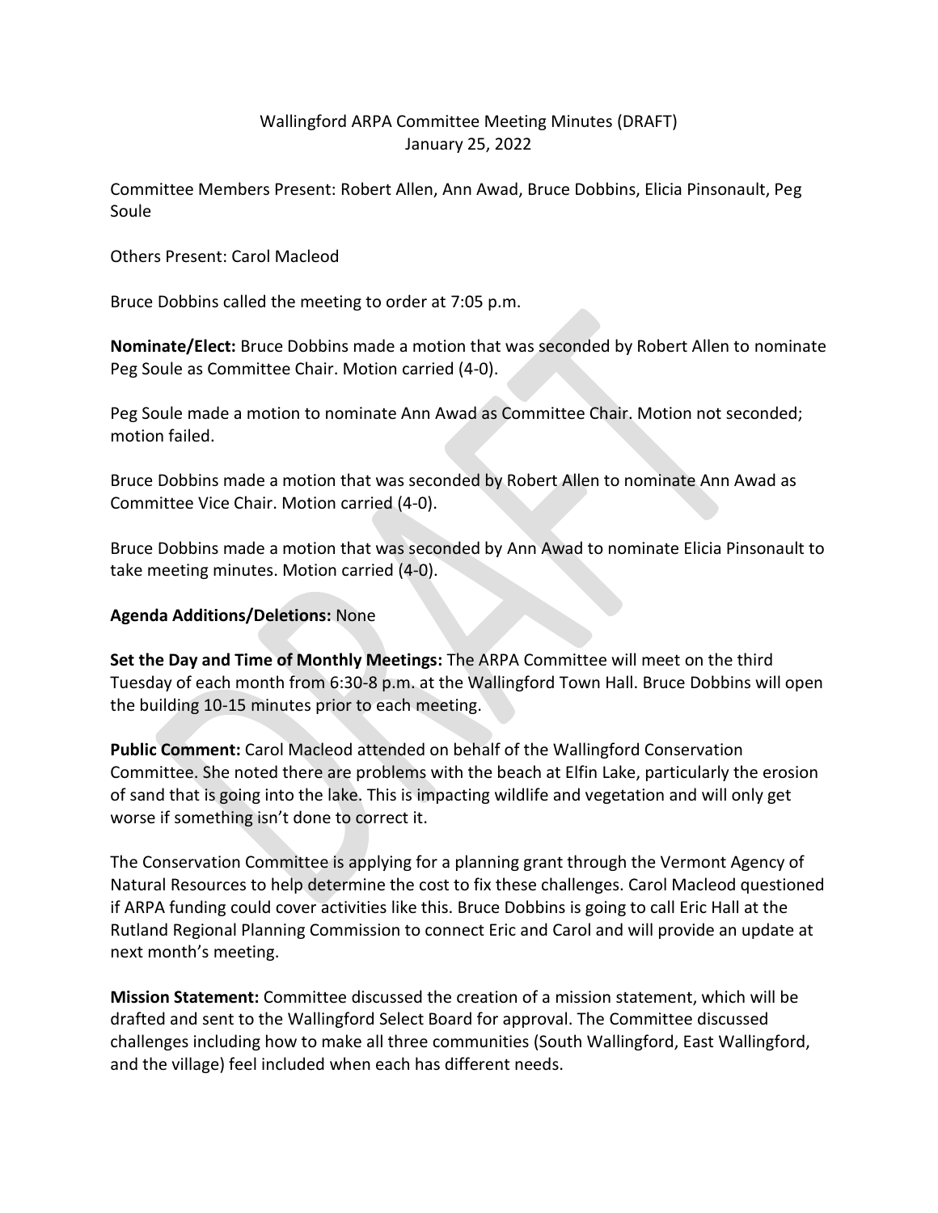Wallingford ARPA Committee Meeting Minutes (DRAFT)
January 25, 2022

Committee Members Present: Robert Allen, Ann Awad, Bruce Dobbins, Elicia Pinsonault, Peg Soule

Others Present: Carol Macleod

Bruce Dobbins called the meeting to order at 7:05 p.m.

**Nominate/Elect:** Bruce Dobbins made a motion that was seconded by Robert Allen to nominate Peg Soule as Committee Chair. Motion carried (4-0).

Peg Soule made a motion to nominate Ann Awad as Committee Chair. Motion not seconded; motion failed.

Bruce Dobbins made a motion that was seconded by Robert Allen to nominate Ann Awad as Committee Vice Chair. Motion carried (4-0).

Bruce Dobbins made a motion that was seconded by Ann Awad to nominate Elicia Pinsonault to take meeting minutes. Motion carried (4-0).

**Agenda Additions/Deletions:** None

**Set the Day and Time of Monthly Meetings:** The ARPA Committee will meet on the third Tuesday of each month from 6:30-8 p.m. at the Wallingford Town Hall. Bruce Dobbins will open the building 10-15 minutes prior to each meeting.

**Public Comment:** Carol Macleod attended on behalf of the Wallingford Conservation Committee. She noted there are problems with the beach at Elfin Lake, particularly the erosion of sand that is going into the lake. This is impacting wildlife and vegetation and will only get worse if something isn't done to correct it.

The Conservation Committee is applying for a planning grant through the Vermont Agency of Natural Resources to help determine the cost to fix these challenges. Carol Macleod questioned if ARPA funding could cover activities like this. Bruce Dobbins is going to call Eric Hall at the Rutland Regional Planning Commission to connect Eric and Carol and will provide an update at next month's meeting.

**Mission Statement:** Committee discussed the creation of a mission statement, which will be drafted and sent to the Wallingford Select Board for approval. The Committee discussed challenges including how to make all three communities (South Wallingford, East Wallingford, and the village) feel included when each has different needs.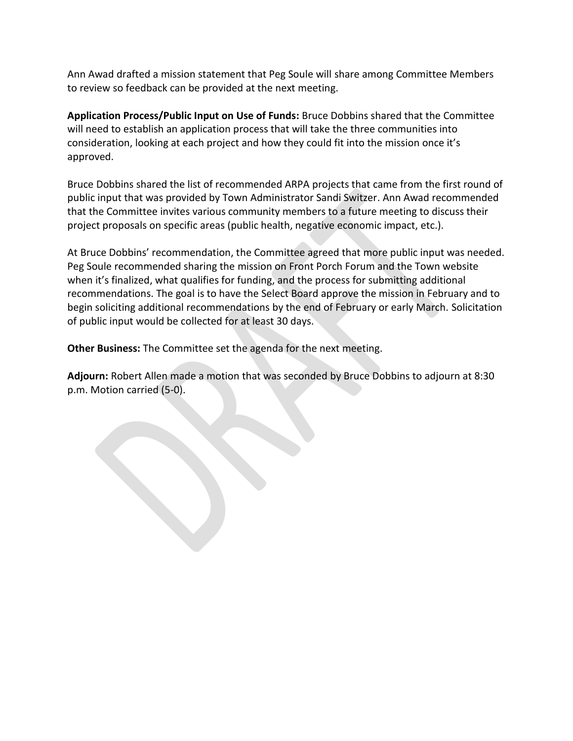Ann Awad drafted a mission statement that Peg Soule will share among Committee Members to review so feedback can be provided at the next meeting.

**Application Process/Public Input on Use of Funds:** Bruce Dobbins shared that the Committee will need to establish an application process that will take the three communities into consideration, looking at each project and how they could fit into the mission once it's approved.

Bruce Dobbins shared the list of recommended ARPA projects that came from the first round of public input that was provided by Town Administrator Sandi Switzer. Ann Awad recommended that the Committee invites various community members to a future meeting to discuss their project proposals on specific areas (public health, negative economic impact, etc.).

At Bruce Dobbins' recommendation, the Committee agreed that more public input was needed. Peg Soule recommended sharing the mission on Front Porch Forum and the Town website when it's finalized, what qualifies for funding, and the process for submitting additional recommendations. The goal is to have the Select Board approve the mission in February and to begin soliciting additional recommendations by the end of February or early March. Solicitation of public input would be collected for at least 30 days.

**Other Business:** The Committee set the agenda for the next meeting.

**Adjourn:** Robert Allen made a motion that was seconded by Bruce Dobbins to adjourn at 8:30 p.m. Motion carried (5-0).